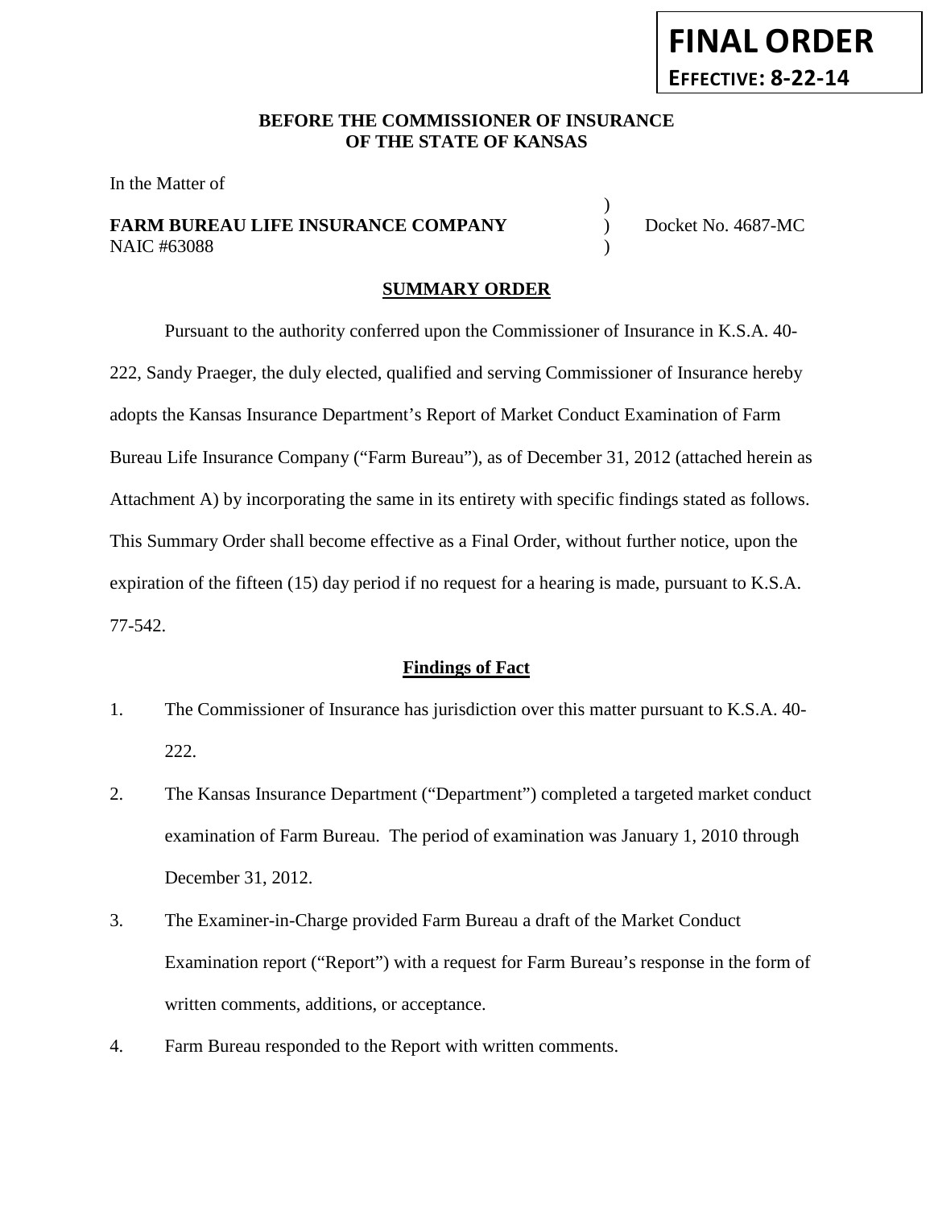**FINAL ORDER**

**EFFECTIVE: 8-22-14**

**BEFORE THE COMMISSIONER OF INSURANCE**
**OF THE STATE OF KANSAS**

In the Matter of

**FARM BUREAU LIFE INSURANCE COMPANY** ) Docket No. 4687-MC
NAIC #63088 )

## SUMMARY ORDER

Pursuant to the authority conferred upon the Commissioner of Insurance in K.S.A. 40-222, Sandy Praeger, the duly elected, qualified and serving Commissioner of Insurance hereby adopts the Kansas Insurance Department's Report of Market Conduct Examination of Farm Bureau Life Insurance Company ("Farm Bureau"), as of December 31, 2012 (attached herein as Attachment A) by incorporating the same in its entirety with specific findings stated as follows. This Summary Order shall become effective as a Final Order, without further notice, upon the expiration of the fifteen (15) day period if no request for a hearing is made, pursuant to K.S.A. 77-542.

### Findings of Fact

1. The Commissioner of Insurance has jurisdiction over this matter pursuant to K.S.A. 40-222.
2. The Kansas Insurance Department ("Department") completed a targeted market conduct examination of Farm Bureau. The period of examination was January 1, 2010 through December 31, 2012.
3. The Examiner-in-Charge provided Farm Bureau a draft of the Market Conduct Examination report ("Report") with a request for Farm Bureau's response in the form of written comments, additions, or acceptance.
4. Farm Bureau responded to the Report with written comments.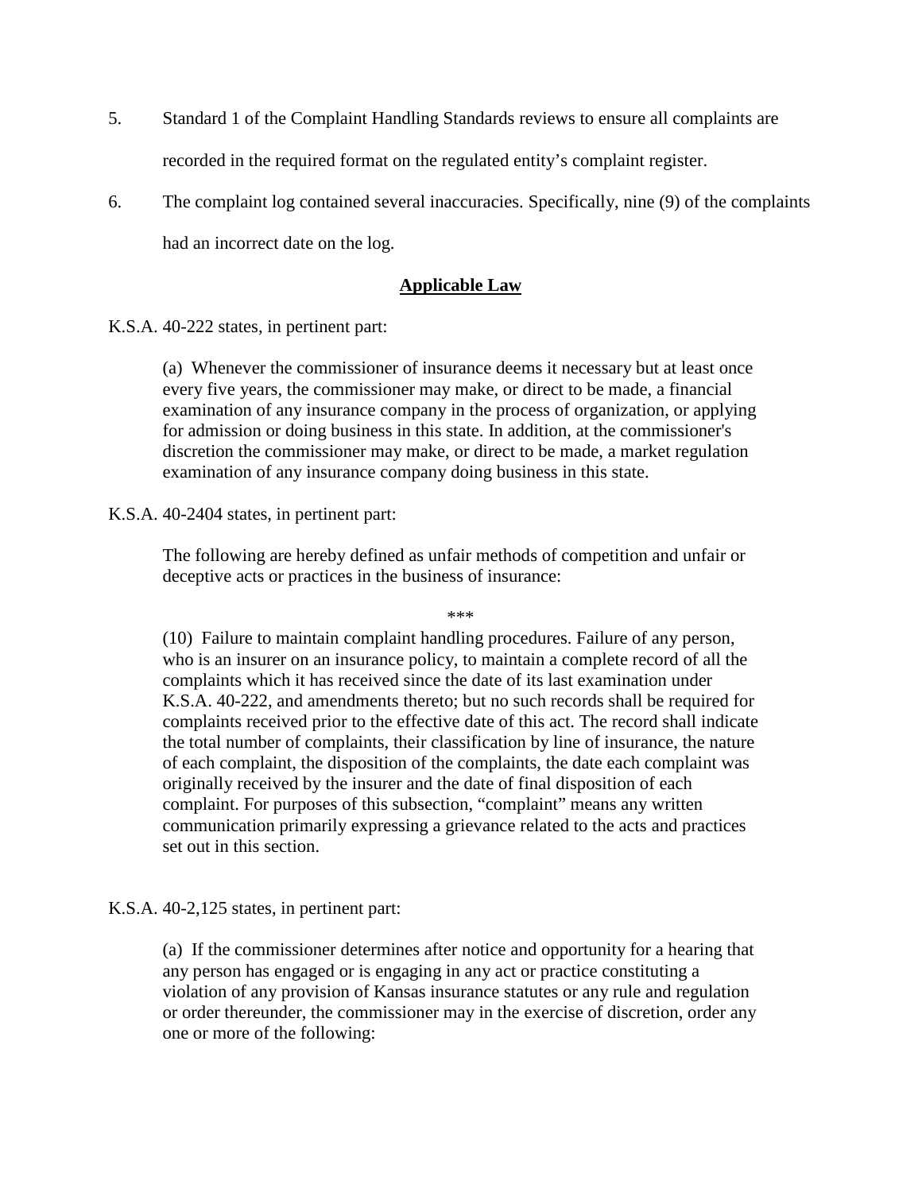5. Standard 1 of the Complaint Handling Standards reviews to ensure all complaints are recorded in the required format on the regulated entity's complaint register.

6. The complaint log contained several inaccuracies. Specifically, nine (9) of the complaints had an incorrect date on the log.

## **Applicable Law**

K.S.A. 40-222 states, in pertinent part:

> (a) Whenever the commissioner of insurance deems it necessary but at least once every five years, the commissioner may make, or direct to be made, a financial examination of any insurance company in the process of organization, or applying for admission or doing business in this state. In addition, at the commissioner's discretion the commissioner may make, or direct to be made, a market regulation examination of any insurance company doing business in this state.

K.S.A. 40-2404 states, in pertinent part:

> The following are hereby defined as unfair methods of competition and unfair or deceptive acts or practices in the business of insurance:
>
> \*\*\*
>
> (10) Failure to maintain complaint handling procedures. Failure of any person, who is an insurer on an insurance policy, to maintain a complete record of all the complaints which it has received since the date of its last examination under K.S.A. 40-222, and amendments thereto; but no such records shall be required for complaints received prior to the effective date of this act. The record shall indicate the total number of complaints, their classification by line of insurance, the nature of each complaint, the disposition of the complaints, the date each complaint was originally received by the insurer and the date of final disposition of each complaint. For purposes of this subsection, "complaint" means any written communication primarily expressing a grievance related to the acts and practices set out in this section.

K.S.A. 40-2,125 states, in pertinent part:

> (a) If the commissioner determines after notice and opportunity for a hearing that any person has engaged or is engaging in any act or practice constituting a violation of any provision of Kansas insurance statutes or any rule and regulation or order thereunder, the commissioner may in the exercise of discretion, order any one or more of the following: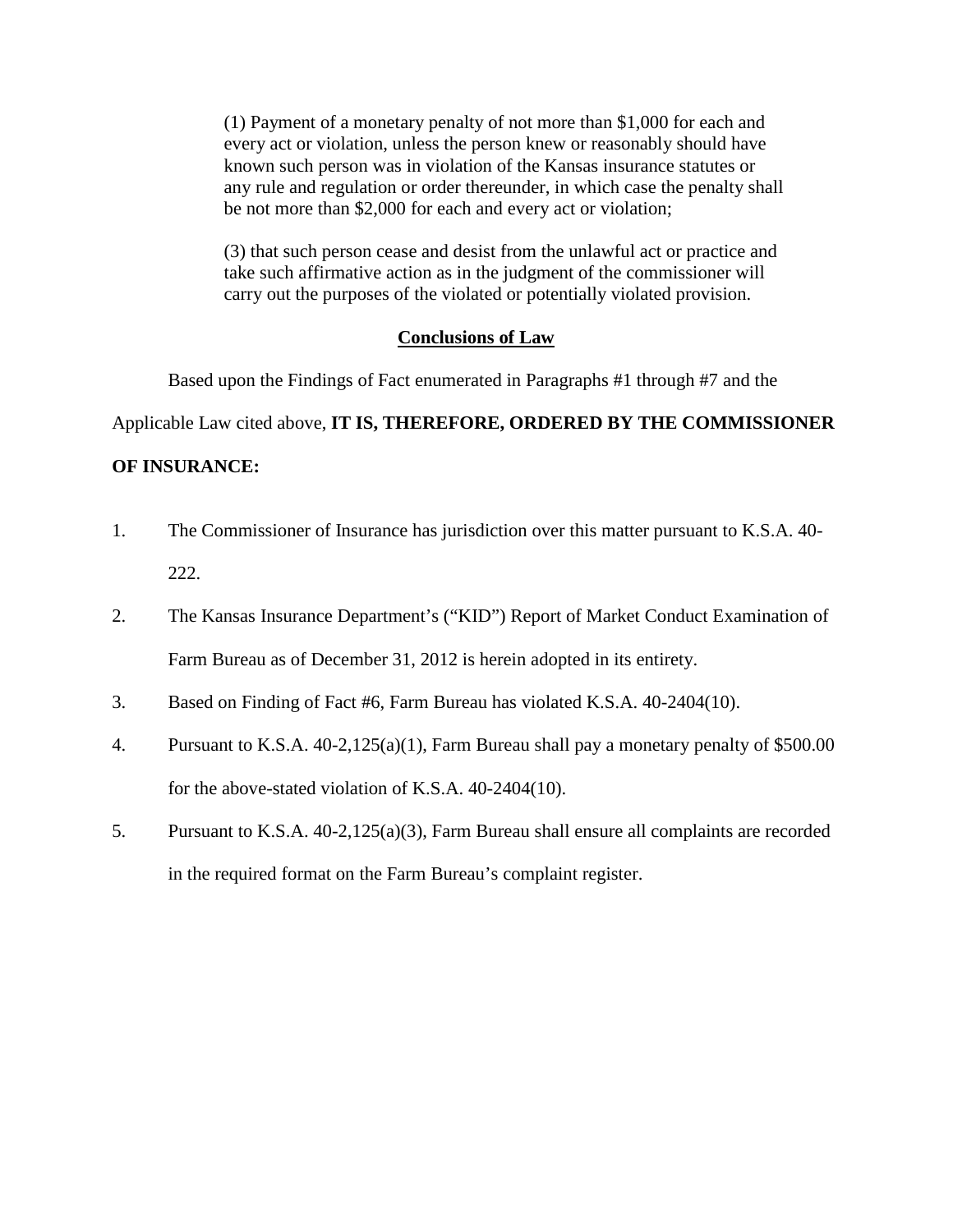> (1) Payment of a monetary penalty of not more than $1,000 for each and every act or violation, unless the person knew or reasonably should have known such person was in violation of the Kansas insurance statutes or any rule and regulation or order thereunder, in which case the penalty shall be not more than $2,000 for each and every act or violation;
>
> (3) that such person cease and desist from the unlawful act or practice and take such affirmative action as in the judgment of the commissioner will carry out the purposes of the violated or potentially violated provision.

## Conclusions of Law

Based upon the Findings of Fact enumerated in Paragraphs #1 through #7 and the Applicable Law cited above, **IT IS, THEREFORE, ORDERED BY THE COMMISSIONER OF INSURANCE:**

1. The Commissioner of Insurance has jurisdiction over this matter pursuant to K.S.A. 40-222.
2. The Kansas Insurance Department's ("KID") Report of Market Conduct Examination of Farm Bureau as of December 31, 2012 is herein adopted in its entirety.
3. Based on Finding of Fact #6, Farm Bureau has violated K.S.A. 40-2404(10).
4. Pursuant to K.S.A. 40-2,125(a)(1), Farm Bureau shall pay a monetary penalty of $500.00 for the above-stated violation of K.S.A. 40-2404(10).
5. Pursuant to K.S.A. 40-2,125(a)(3), Farm Bureau shall ensure all complaints are recorded in the required format on the Farm Bureau's complaint register.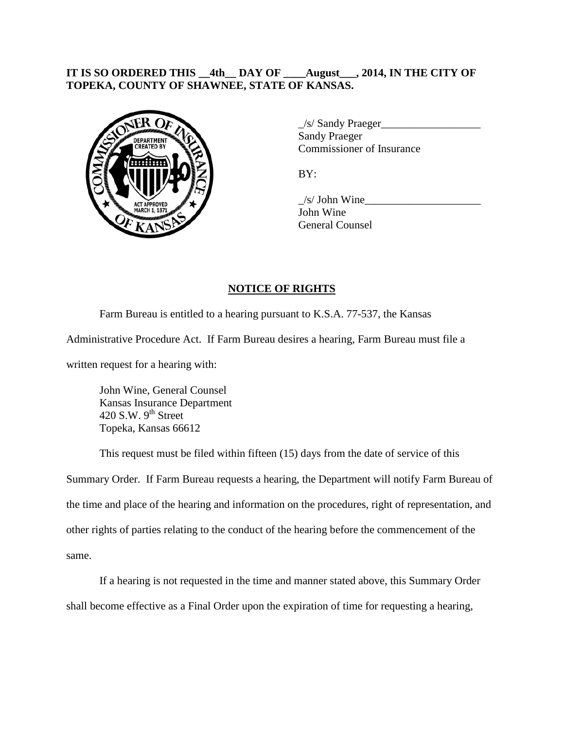**IT IS SO ORDERED THIS __4th__ DAY OF ____August___, 2014, IN THE CITY OF TOPEKA, COUNTY OF SHAWNEE, STATE OF KANSAS.**

_/s/ Sandy Praeger__________________
Sandy Praeger
Commissioner of Insurance

BY:

_/s/ John Wine_____________________
John Wine
General Counsel

## NOTICE OF RIGHTS

Farm Bureau is entitled to a hearing pursuant to K.S.A. 77-537, the Kansas Administrative Procedure Act. If Farm Bureau desires a hearing, Farm Bureau must file a written request for a hearing with:

John Wine, General Counsel
Kansas Insurance Department
420 S.W. 9th Street
Topeka, Kansas 66612

This request must be filed within fifteen (15) days from the date of service of this Summary Order. If Farm Bureau requests a hearing, the Department will notify Farm Bureau of the time and place of the hearing and information on the procedures, right of representation, and other rights of parties relating to the conduct of the hearing before the commencement of the same.

If a hearing is not requested in the time and manner stated above, this Summary Order shall become effective as a Final Order upon the expiration of time for requesting a hearing,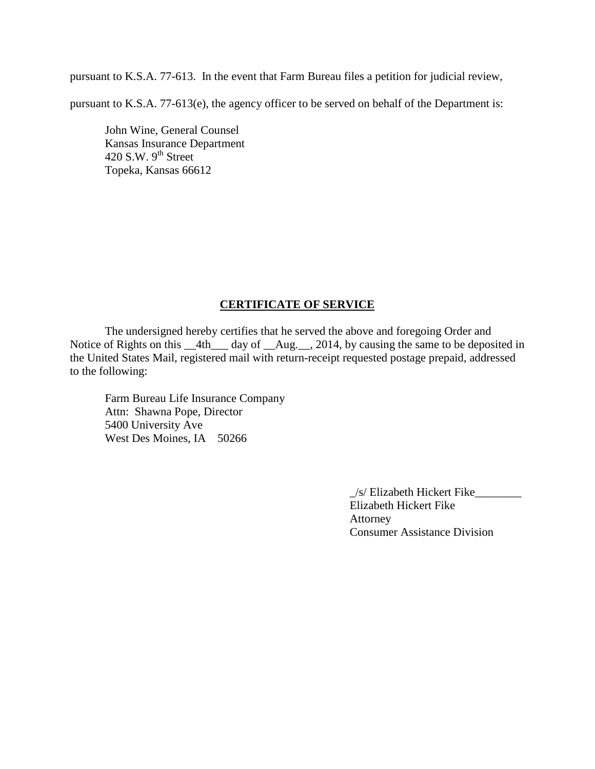pursuant to K.S.A. 77-613. In the event that Farm Bureau files a petition for judicial review, pursuant to K.S.A. 77-613(e), the agency officer to be served on behalf of the Department is:

John Wine, General Counsel  
Kansas Insurance Department  
420 S.W. 9th Street  
Topeka, Kansas 66612

## CERTIFICATE OF SERVICE

The undersigned hereby certifies that he served the above and foregoing Order and Notice of Rights on this __4th___ day of __Aug.__, 2014, by causing the same to be deposited in the United States Mail, registered mail with return-receipt requested postage prepaid, addressed to the following:

Farm Bureau Life Insurance Company  
Attn: Shawna Pope, Director  
5400 University Ave  
West Des Moines, IA 50266

_/s/ Elizabeth Hickert Fike________  
Elizabeth Hickert Fike  
Attorney  
Consumer Assistance Division